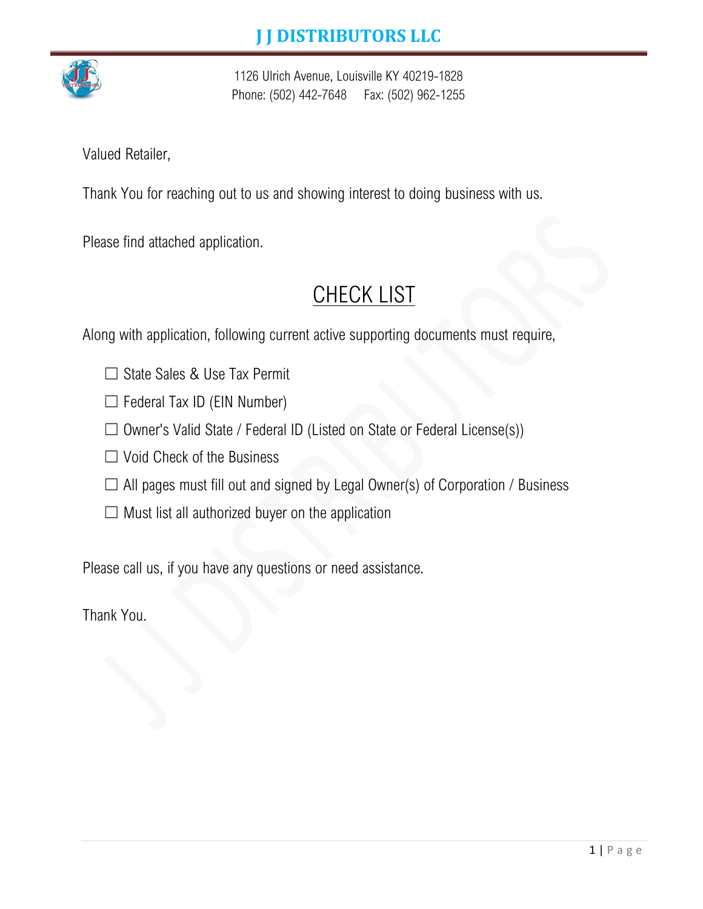# J J DISTRIBUTORS LLC

1126 Ulrich Avenue, Louisville KY 40219-1828
Phone: (502) 442-7648 Fax: (502) 962-1255

Valued Retailer,

Thank You for reaching out to us and showing interest to doing business with us.

Please find attached application.

## CHECK LIST

Along with application, following current active supporting documents must require,

- ☐ State Sales & Use Tax Permit
- ☐ Federal Tax ID (EIN Number)
- ☐ Owner's Valid State / Federal ID (Listed on State or Federal License(s))
- ☐ Void Check of the Business
- ☐ All pages must fill out and signed by Legal Owner(s) of Corporation / Business
- ☐ Must list all authorized buyer on the application

Please call us, if you have any questions or need assistance.

Thank You.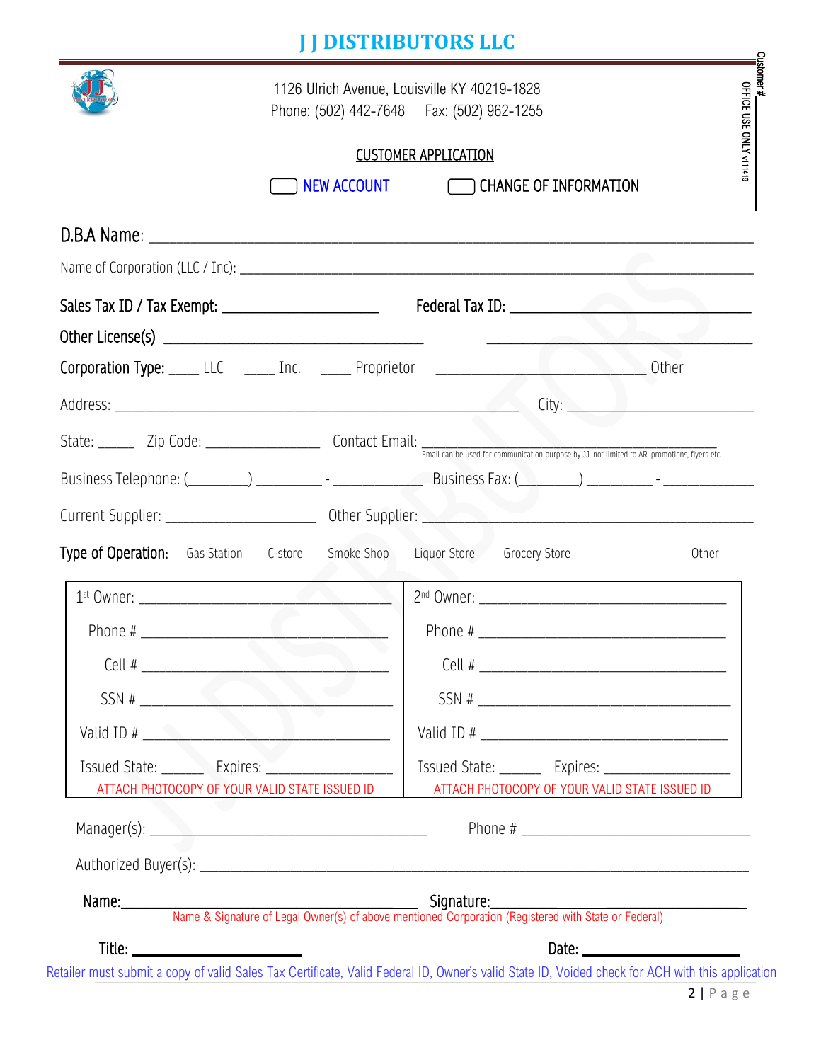# J J DISTRIBUTORS LLC

1126 Ulrich Avenue, Louisville KY 40219-1828

Phone: (502) 442-7648    Fax: (502) 962-1255

Customer #

OFFICE USE ONLY v11419

CUSTOMER APPLICATION

☐ NEW ACCOUNT    ☐ CHANGE OF INFORMATION

D.B.A Name: ____________________________________________

Name of Corporation (LLC / Inc): ____________________________________________

Sales Tax ID / Tax Exempt: ____________________    Federal Tax ID: ____________________

Other License(s) ____________________    ____________________

Corporation Type: ____ LLC ____ Inc. ____ Proprietor ____________________ Other

Address: ____________________________________________ City: ____________________

State: _____ Zip Code: ______________ Contact Email: ______________________________

Email can be used for communication purpose by JJ, not limited to AR, promotions, flyers etc.

Business Telephone: (________) _________ - ___________ Business Fax: (________) _________ - ___________

Current Supplier: ____________________ Other Supplier: ____________________________________________

Type of Operation: __Gas Station __C-store __Smoke Shop __Liquor Store __ Grocery Store ______________ Other

| 1st Owner: ______________________________ | 2nd Owner: ______________________________ |
|---|---|
| Phone # ______________________________ | Phone # ______________________________ |
| Cell # ______________________________ | Cell # ______________________________ |
| SSN # ______________________________ | SSN # ______________________________ |
| Valid ID # ______________________________ | Valid ID # ______________________________ |
| Issued State: ______ Expires: ________________ | Issued State: ______ Expires: ________________ |
| ATTACH PHOTOCOPY OF YOUR VALID STATE ISSUED ID | ATTACH PHOTOCOPY OF YOUR VALID STATE ISSUED ID |

Manager(s): ______________________________    Phone # ______________________________

Authorized Buyer(s): ____________________________________________

Name: ______________________________    Signature: ______________________________

Name & Signature of Legal Owner(s) of above mentioned Corporation (Registered with State or Federal)

Title: ____________________    Date: ____________________

Retailer must submit a copy of valid Sales Tax Certificate, Valid Federal ID, Owner's valid State ID, Voided check for ACH with this application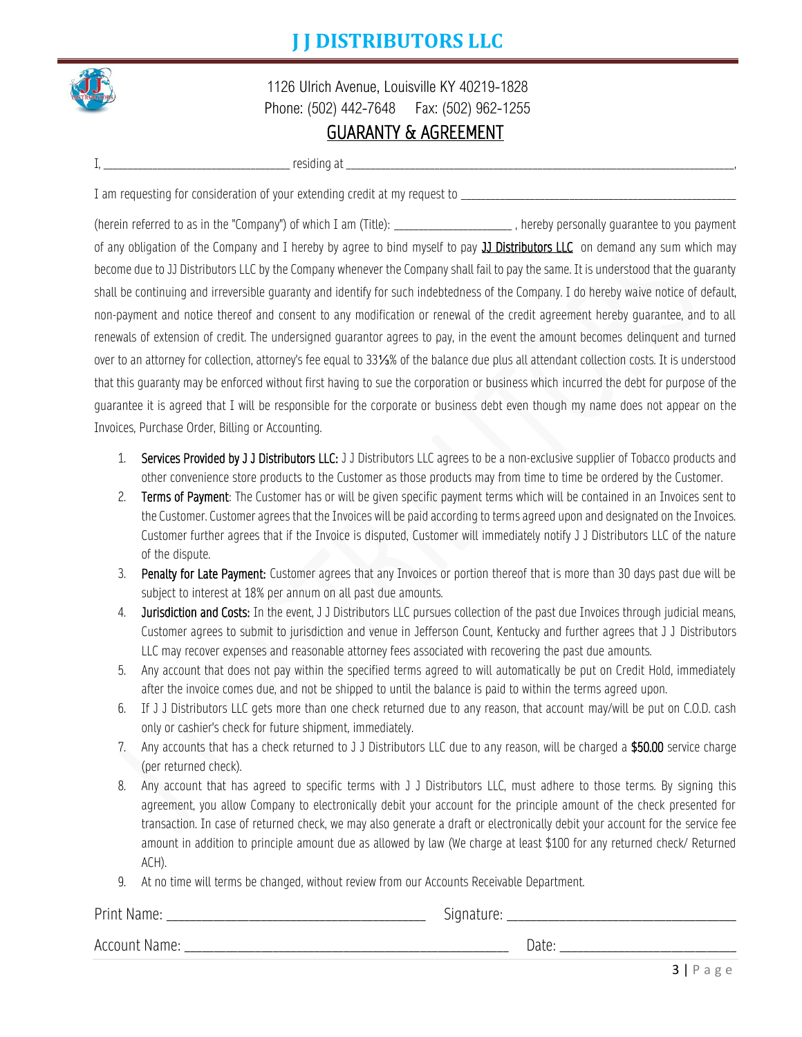# J J DISTRIBUTORS LLC

1126 Ulrich Avenue, Louisville KY 40219-1828
Phone: (502) 442-7648 Fax: (502) 962-1255

## GUARANTY & AGREEMENT

I, ________________________________ residing at ______________________________________________________________________,

I am requesting for consideration of your extending credit at my request to _______________________________________________

(herein referred to as in the "Company") of which I am (Title): ____________________ , hereby personally guarantee to you payment of any obligation of the Company and I hereby by agree to bind myself to pay JJ Distributors LLC on demand any sum which may become due to JJ Distributors LLC by the Company whenever the Company shall fail to pay the same. It is understood that the guaranty shall be continuing and irreversible guaranty and identify for such indebtedness of the Company. I do hereby waive notice of default, non-payment and notice thereof and consent to any modification or renewal of the credit agreement hereby guarantee, and to all renewals of extension of credit. The undersigned guarantor agrees to pay, in the event the amount becomes delinquent and turned over to an attorney for collection, attorney's fee equal to 33⅓% of the balance due plus all attendant collection costs. It is understood that this guaranty may be enforced without first having to sue the corporation or business which incurred the debt for purpose of the guarantee it is agreed that I will be responsible for the corporate or business debt even though my name does not appear on the Invoices, Purchase Order, Billing or Accounting.

1. **Services Provided by J J Distributors LLC:** J J Distributors LLC agrees to be a non-exclusive supplier of Tobacco products and other convenience store products to the Customer as those products may from time to time be ordered by the Customer.
2. **Terms of Payment**: The Customer has or will be given specific payment terms which will be contained in an Invoices sent to the Customer. Customer agrees that the Invoices will be paid according to terms agreed upon and designated on the Invoices. Customer further agrees that if the Invoice is disputed, Customer will immediately notify J J Distributors LLC of the nature of the dispute.
3. **Penalty for Late Payment:** Customer agrees that any Invoices or portion thereof that is more than 30 days past due will be subject to interest at 18% per annum on all past due amounts.
4. **Jurisdiction and Costs:** In the event, J J Distributors LLC pursues collection of the past due Invoices through judicial means, Customer agrees to submit to jurisdiction and venue in Jefferson Count, Kentucky and further agrees that J J Distributors LLC may recover expenses and reasonable attorney fees associated with recovering the past due amounts.
5. Any account that does not pay within the specified terms agreed to will automatically be put on Credit Hold, immediately after the invoice comes due, and not be shipped to until the balance is paid to within the terms agreed upon.
6. If J J Distributors LLC gets more than one check returned due to any reason, that account may/will be put on C.O.D. cash only or cashier's check for future shipment, immediately.
7. Any accounts that has a check returned to J J Distributors LLC due to any reason, will be charged a **$50.00** service charge (per returned check).
8. Any account that has agreed to specific terms with J J Distributors LLC, must adhere to those terms. By signing this agreement, you allow Company to electronically debit your account for the principle amount of the check presented for transaction. In case of returned check, we may also generate a draft or electronically debit your account for the service fee amount in addition to principle amount due as allowed by law (We charge at least $100 for any returned check/ Returned ACH).
9. At no time will terms be changed, without review from our Accounts Receivable Department.

Print Name: ______________________________________ Signature: __________________________________

Account Name: ______________________________________________ Date: __________________________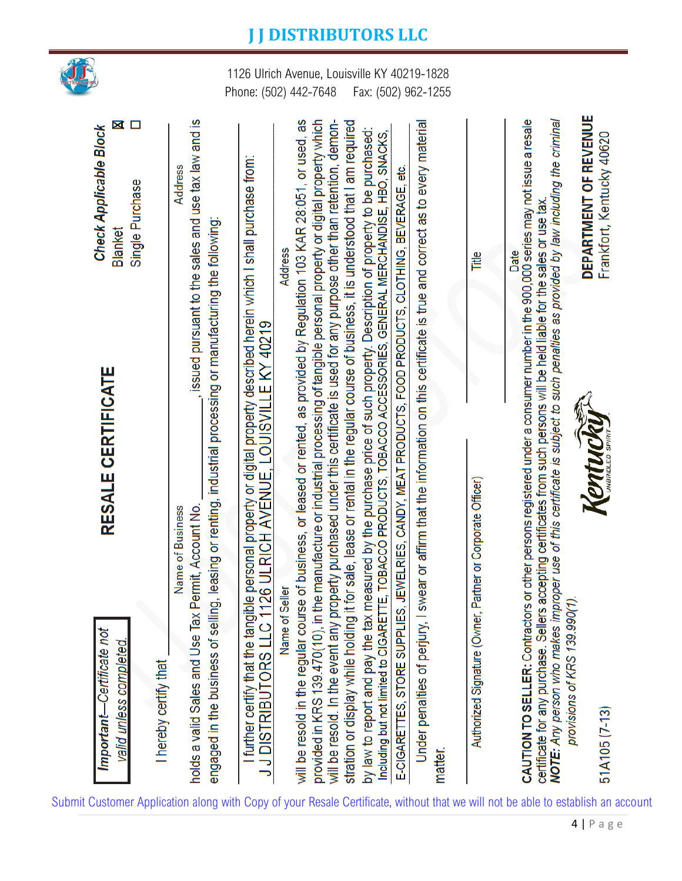# J J DISTRIBUTORS LLC

1126 Ulrich Avenue, Louisville KY 40219-1828
Phone: (502) 442-7648 Fax: (502) 962-1255

## RESALE CERTIFICATE

***Important—Certificate not valid unless completed.***

***Check Applicable Block***
- ☒ Blanket
- ☐ Single Purchase

I hereby certify that ______________________________ ______________________________
Name of Business Address

holds a valid Sales and Use Tax Permit, Account No. ______________, issued pursuant to the sales and use tax law and is engaged in the business of selling, leasing or renting, industrial processing or manufacturing the following: ______________________________

I further certify that the tangible personal property or digital property described herein which I shall purchase from:
J J DISTRIBUTORS LLC 1126 ULRICH AVENUE, LOUISVILLE KY 40219
Name of Seller Address

will be resold in the regular course of business, or leased or rented, as provided by Regulation 103 KAR 28:051, or used, as provided in KRS 139.470(10), in the manufacture or industrial processing of tangible personal property or digital property which will be resold. In the event any property purchased under this certificate is used for any purpose other than retention, demonstration or display while holding it for sale, lease or rental in the regular course of business, it is understood that I am required by law to report and pay the tax measured by the purchase price of such property. Description of property to be purchased:
Including but not limited to CIGARETTE, TOBACCO PRODUCTS, TOBACCO ACCESSORIES, GENERAL MERCHANDISE, HBO, SNACKS, E-CIGARETTES, STORE SUPPLIES, JEWELRIES, CANDY, MEAT PRODUCTS, FOOD PRODUCTS, CLOTHING, BEVERAGE, etc.

Under penalties of perjury, I swear or affirm that the information on this certificate is true and correct as to every material matter.

______________________________ ______________________________
Authorized Signature (Owner, Partner or Corporate Officer) Title

______________________________
Date

**CAUTION TO SELLER:** Contractors or other persons registered under a consumer number in the 900,000 series may not issue a resale certificate for any purchase. Sellers accepting certificates from such persons will be held liable for the sales or use tax.

***NOTE:*** *Any person who makes improper use of this certificate is subject to such penalties as provided by law including the criminal provisions of KRS 139.990(1).*

51A105 (7-13)

Kentucky UNBRIDLED SPIRIT

**DEPARTMENT OF REVENUE**
Frankfort, Kentucky 40620

Submit Customer Application along with Copy of your Resale Certificate, without that we will not be able to establish an account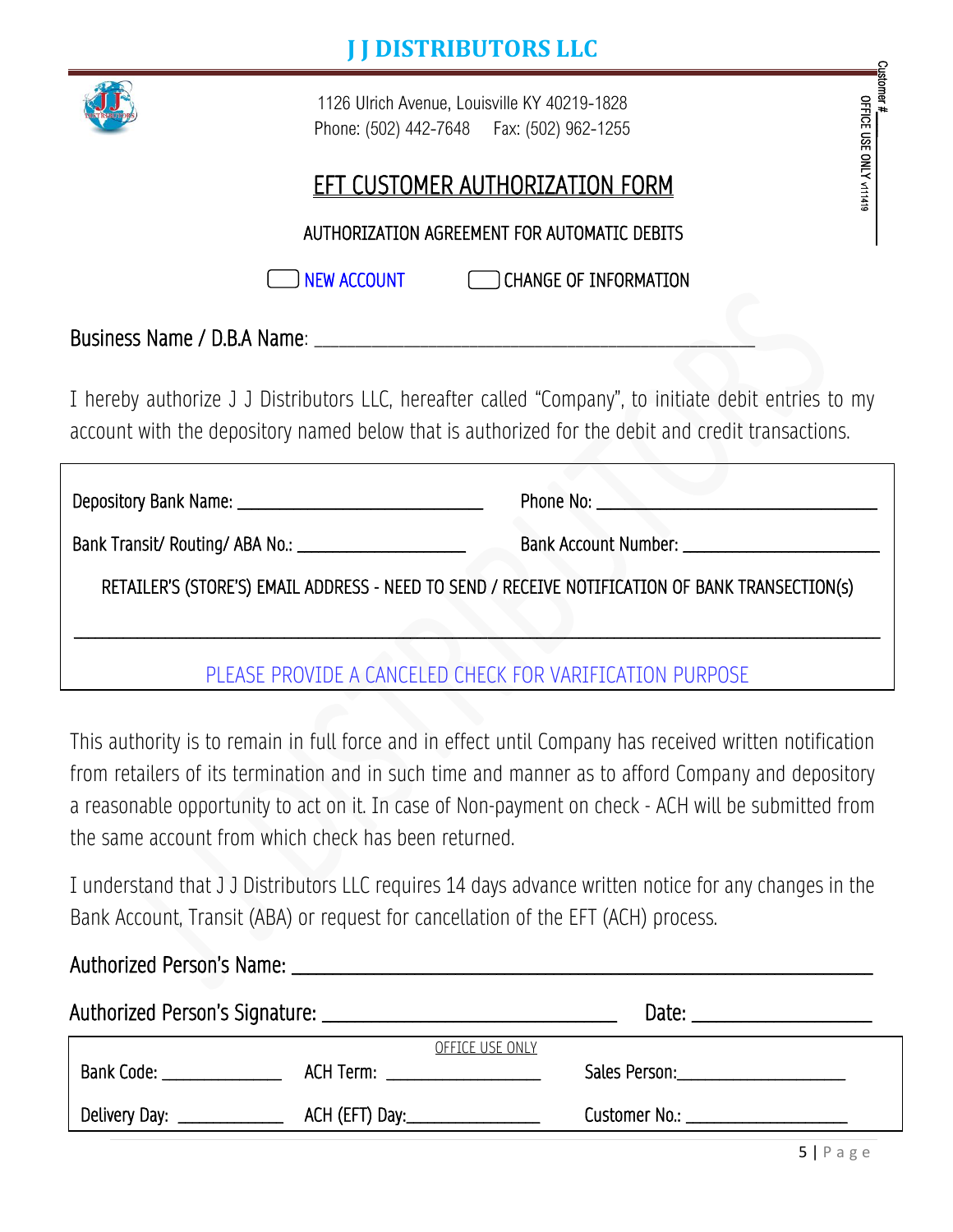# J J DISTRIBUTORS LLC

1126 Ulrich Avenue, Louisville KY 40219-1828
Phone: (502) 442-7648 Fax: (502) 962-1255

Customer #\_\_\_\_
OFFICE USE ONLY v11419

## EFT CUSTOMER AUTHORIZATION FORM

AUTHORIZATION AGREEMENT FOR AUTOMATIC DEBITS

☐ NEW ACCOUNT ☐ CHANGE OF INFORMATION

Business Name / D.B.A Name: \_\_\_\_\_\_\_\_\_\_\_\_\_\_\_\_\_\_\_\_\_\_\_\_\_\_\_\_\_\_\_\_\_\_\_\_\_\_\_\_\_\_\_\_

I hereby authorize J J Distributors LLC, hereafter called "Company", to initiate debit entries to my account with the depository named below that is authorized for the debit and credit transactions.

Depository Bank Name: \_\_\_\_\_\_\_\_\_\_\_\_\_\_\_\_\_\_\_\_\_\_\_\_\_ Phone No: \_\_\_\_\_\_\_\_\_\_\_\_\_\_\_\_\_\_\_\_\_\_\_\_\_\_\_\_

Bank Transit/ Routing/ ABA No.: \_\_\_\_\_\_\_\_\_\_\_\_\_\_\_\_\_ Bank Account Number: \_\_\_\_\_\_\_\_\_\_\_\_\_\_\_\_\_\_\_\_

RETAILER'S (STORE'S) EMAIL ADDRESS - NEED TO SEND / RECEIVE NOTIFICATION OF BANK TRANSECTION(s)

\_\_\_\_\_\_\_\_\_\_\_\_\_\_\_\_\_\_\_\_\_\_\_\_\_\_\_\_\_\_\_\_\_\_\_\_\_\_\_\_\_\_\_\_\_\_\_\_\_\_\_\_\_\_\_\_\_\_\_\_\_\_\_\_\_\_\_\_\_\_\_\_\_\_\_\_\_\_

PLEASE PROVIDE A CANCELED CHECK FOR VARIFICATION PURPOSE

This authority is to remain in full force and in effect until Company has received written notification from retailers of its termination and in such time and manner as to afford Company and depository a reasonable opportunity to act on it. In case of Non-payment on check - ACH will be submitted from the same account from which check has been returned.

I understand that J J Distributors LLC requires 14 days advance written notice for any changes in the Bank Account, Transit (ABA) or request for cancellation of the EFT (ACH) process.

Authorized Person's Name: \_\_\_\_\_\_\_\_\_\_\_\_\_\_\_\_\_\_\_\_\_\_\_\_\_\_\_\_\_\_\_\_\_\_\_\_\_\_\_\_\_\_\_\_\_\_\_\_\_\_\_\_

Authorized Person's Signature: \_\_\_\_\_\_\_\_\_\_\_\_\_\_\_\_\_\_\_\_\_\_\_\_\_\_\_\_ Date: \_\_\_\_\_\_\_\_\_\_\_\_\_\_\_\_

OFFICE USE ONLY

| | | |
|---|---|---|
| Bank Code: \_\_\_\_\_\_\_\_\_\_\_\_ | ACH Term: \_\_\_\_\_\_\_\_\_\_\_\_\_\_\_ | Sales Person: \_\_\_\_\_\_\_\_\_\_\_\_\_\_\_\_\_ |
| Delivery Day: \_\_\_\_\_\_\_\_\_\_\_ | ACH (EFT) Day: \_\_\_\_\_\_\_\_\_\_\_\_\_ | Customer No.: \_\_\_\_\_\_\_\_\_\_\_\_\_\_\_\_ |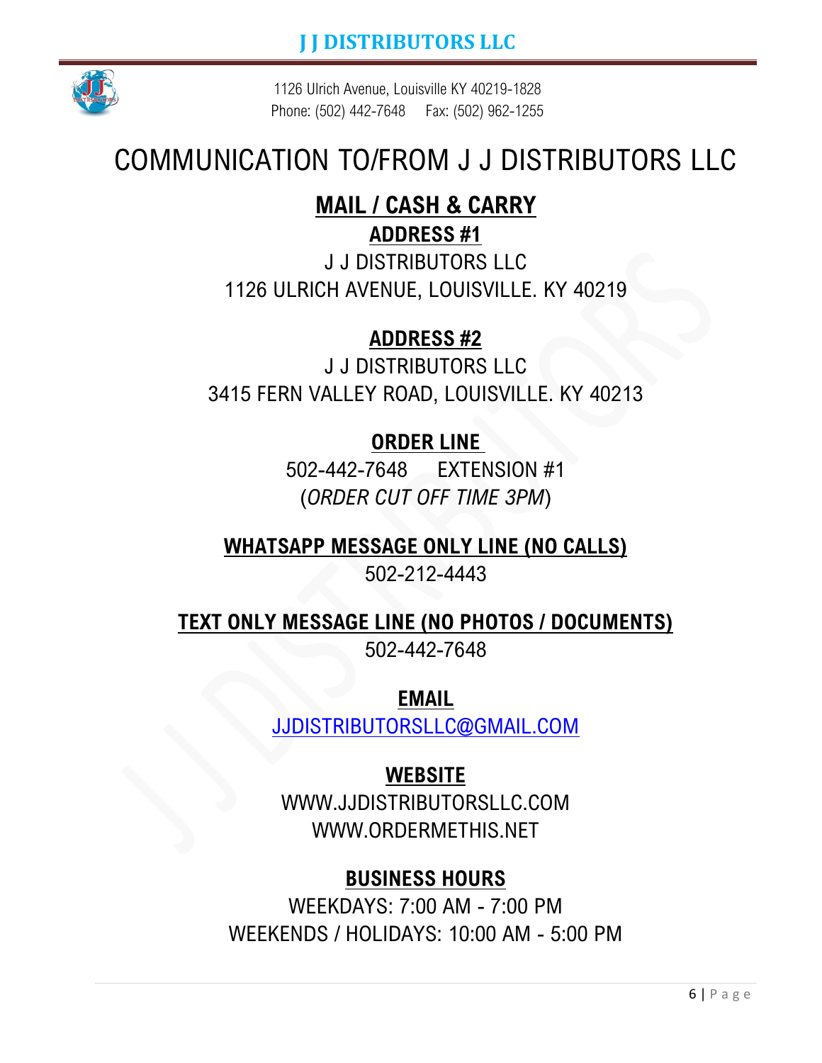# J J DISTRIBUTORS LLC

1126 Ulrich Avenue, Louisville KY 40219-1828
Phone: (502) 442-7648 Fax: (502) 962-1255

# COMMUNICATION TO/FROM J J DISTRIBUTORS LLC

## MAIL / CASH & CARRY

### ADDRESS #1

J J DISTRIBUTORS LLC
1126 ULRICH AVENUE, LOUISVILLE. KY 40219

### ADDRESS #2

J J DISTRIBUTORS LLC
3415 FERN VALLEY ROAD, LOUISVILLE. KY 40213

### ORDER LINE

502-442-7648 EXTENSION #1
(*ORDER CUT OFF TIME 3PM*)

### WHATSAPP MESSAGE ONLY LINE (NO CALLS)

502-212-4443

### TEXT ONLY MESSAGE LINE (NO PHOTOS / DOCUMENTS)

502-442-7648

### EMAIL

JJDISTRIBUTORSLLC@GMAIL.COM

### WEBSITE

WWW.JJDISTRIBUTORSLLC.COM
WWW.ORDERMETHIS.NET

### BUSINESS HOURS

WEEKDAYS: 7:00 AM - 7:00 PM
WEEKENDS / HOLIDAYS: 10:00 AM - 5:00 PM